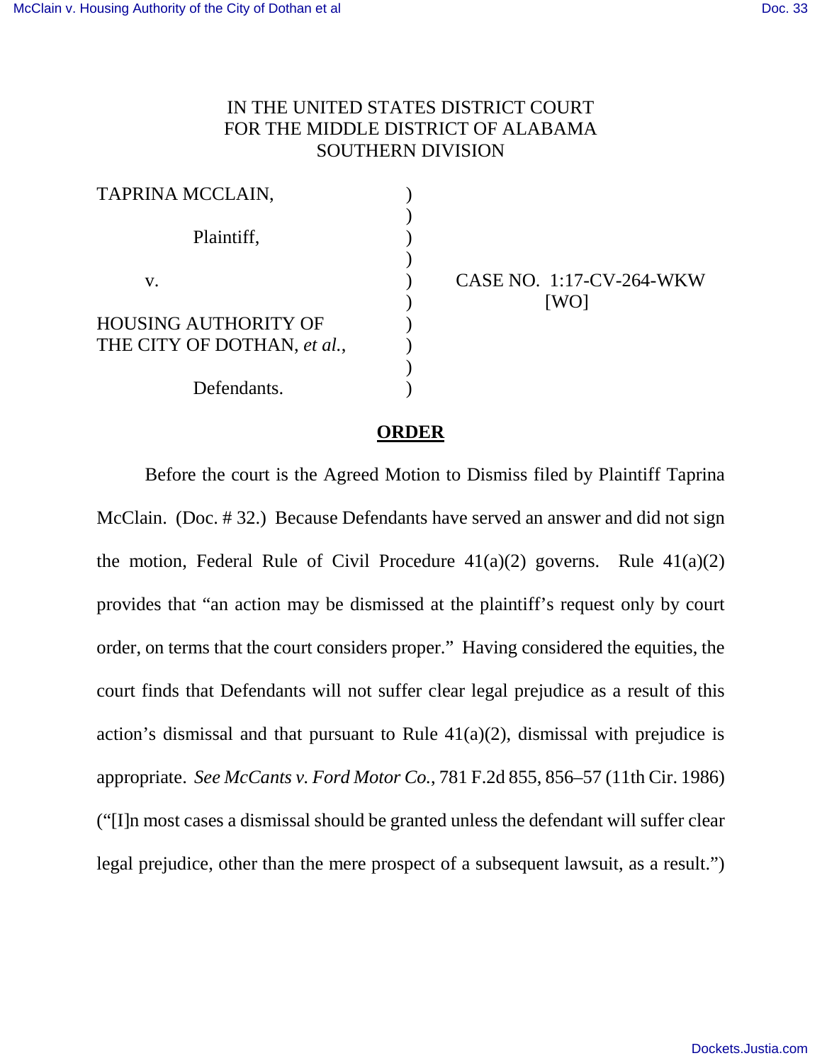IN THE UNITED STATES DISTRICT COURT
FOR THE MIDDLE DISTRICT OF ALABAMA
SOUTHERN DIVISION

| | | |
|---|---|---|
| TAPRINA MCCLAIN, | ) | |
| | ) | |
| Plaintiff, | ) | |
| | ) | |
| v. | ) | CASE NO. 1:17-CV-264-WKW |
| | ) | [WO] |
| HOUSING AUTHORITY OF THE CITY OF DOTHAN, *et al.*, | ) | |
| | ) | |
| Defendants. | ) | |

**ORDER**

Before the court is the Agreed Motion to Dismiss filed by Plaintiff Taprina McClain. (Doc. # 32.) Because Defendants have served an answer and did not sign the motion, Federal Rule of Civil Procedure 41(a)(2) governs. Rule 41(a)(2) provides that "an action may be dismissed at the plaintiff's request only by court order, on terms that the court considers proper." Having considered the equities, the court finds that Defendants will not suffer clear legal prejudice as a result of this action's dismissal and that pursuant to Rule 41(a)(2), dismissal with prejudice is appropriate. *See McCants v. Ford Motor Co.*, 781 F.2d 855, 856–57 (11th Cir. 1986) ("[I]n most cases a dismissal should be granted unless the defendant will suffer clear legal prejudice, other than the mere prospect of a subsequent lawsuit, as a result.")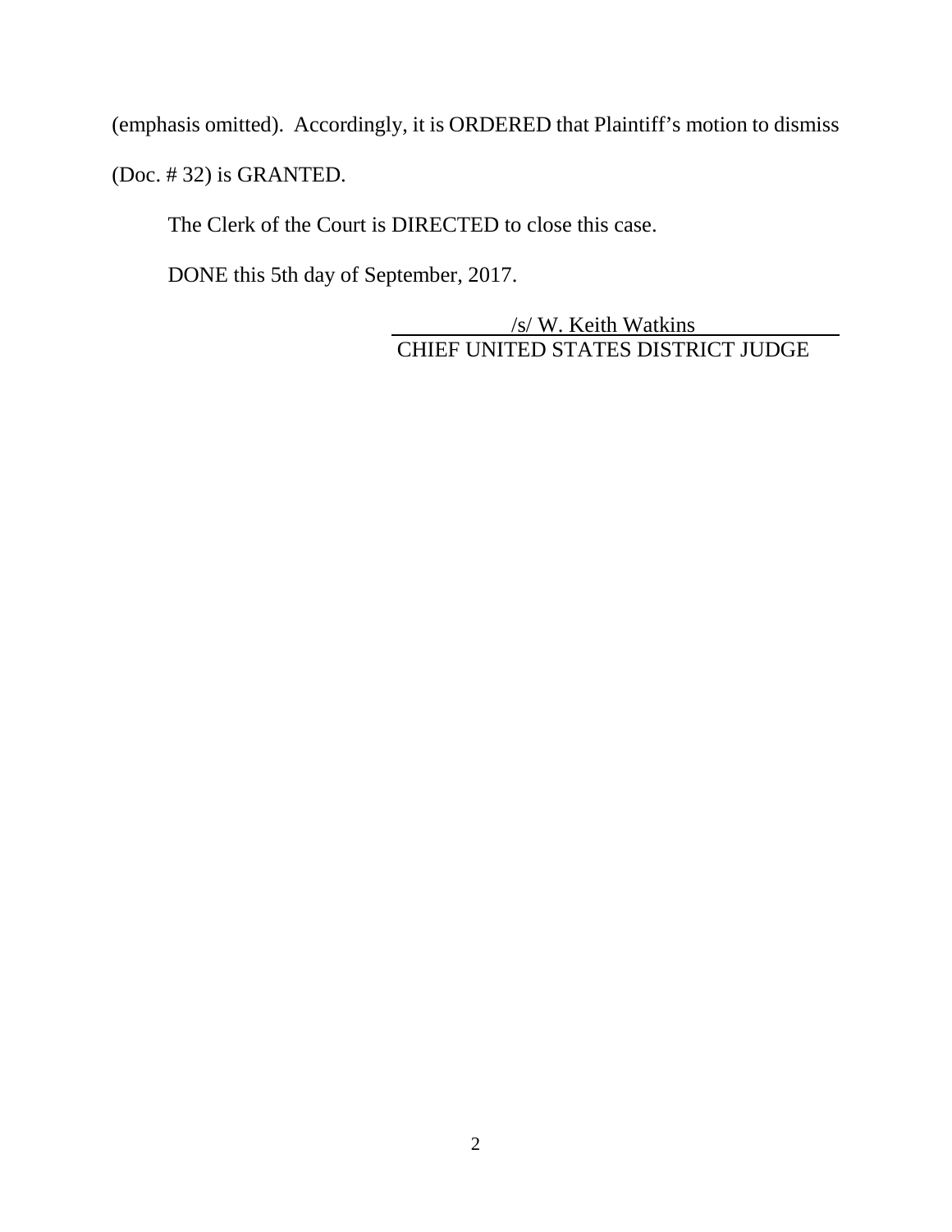(emphasis omitted). Accordingly, it is ORDERED that Plaintiff's motion to dismiss (Doc. # 32) is GRANTED.

The Clerk of the Court is DIRECTED to close this case.

DONE this 5th day of September, 2017.

/s/ W. Keith Watkins
CHIEF UNITED STATES DISTRICT JUDGE